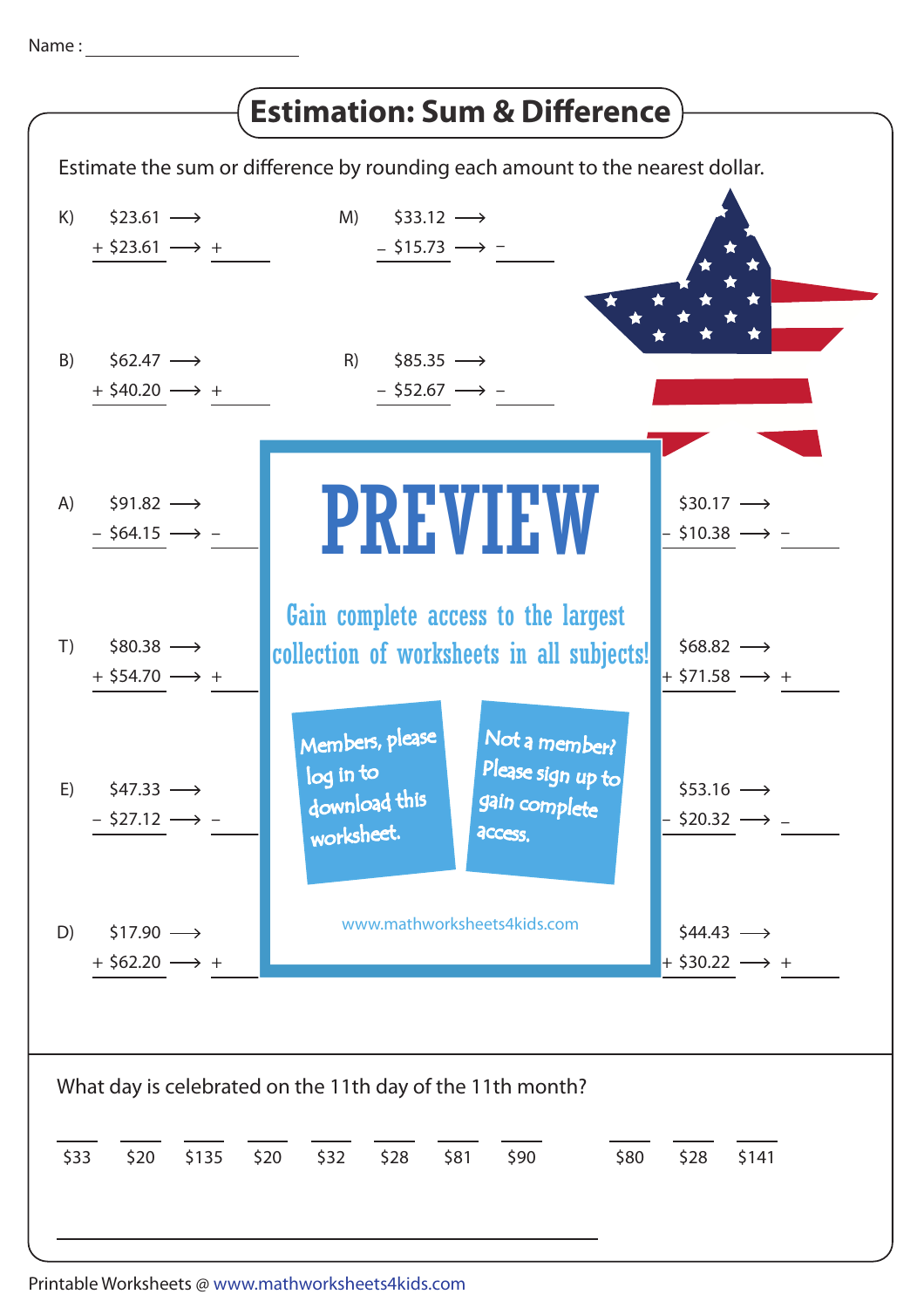Name : ____________________

# Estimation: Sum & Difference

Estimate the sum or difference by rounding each amount to the nearest dollar.

K) $23.61 ⟶
+ $23.61 ⟶ + ______

M) $33.12 ⟶
– $15.73 ⟶ – ______

B) $62.47 ⟶
+ $40.20 ⟶ + ______

R) $85.35 ⟶
– $52.67 ⟶ – ______

A) $91.82 ⟶
– $64.15 ⟶ – ______

$30.17 ⟶
– $10.38 ⟶ – ______

T) $80.38 ⟶
+ $54.70 ⟶ + ______

$68.82 ⟶
+ $71.58 ⟶ + ______

E) $47.33 ⟶
– $27.12 ⟶ – ______

$53.16 ⟶
– $20.32 ⟶ – ______

D) $17.90 ⟶
+ $62.20 ⟶ + ______

$44.43 ⟶
+ $30.22 ⟶ + ______

PREVIEW

Gain complete access to the largest collection of worksheets in all subjects!

Members, please log in to download this worksheet.

Not a member? Please sign up to gain complete access.

www.mathworksheets4kids.com

What day is celebrated on the 11th day of the 11th month?

___ ___ ___ ___ ___ ___ ___ ___   ___ ___ ___
$33 $20 $135 $20 $32 $28 $81 $90   $80 $28 $141

______________________________

Printable Worksheets @ www.mathworksheets4kids.com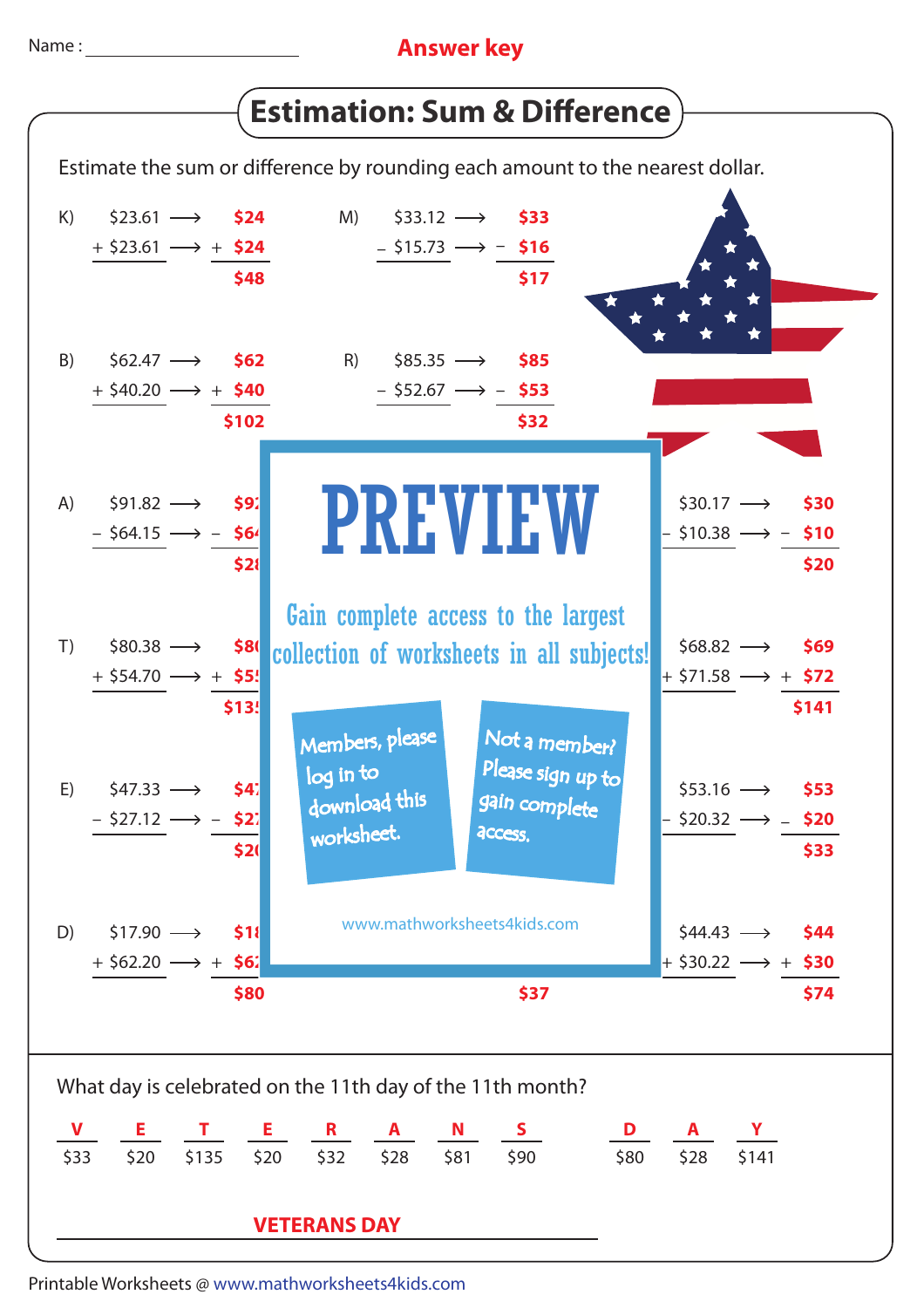Name : ______________________

**Answer key**

# Estimation: Sum & Difference

Estimate the sum or difference by rounding each amount to the nearest dollar.

K)
$23.61 ⟶ **$24**
+ $23.61 ⟶ + **$24**
**$48**

M)
$33.12 ⟶ **$33**
– $15.73 ⟶ – **$16**
**$17**

B)
$62.47 ⟶ **$62**
+ $40.20 ⟶ + **$40**
**$102**

R)
$85.35 ⟶ **$85**
– $52.67 ⟶ – **$53**
**$32**

A)
$91.82 ⟶ **$92**
– $64.15 ⟶ – **$64**
**$28**

$30.17 ⟶ **$30**
– $10.38 ⟶ – **$10**
**$20**

T)
$80.38 ⟶ **$80**
+ $54.70 ⟶ + **$55**
**$135**

$68.82 ⟶ **$69**
+ $71.58 ⟶ + **$72**
**$141**

E)
$47.33 ⟶ **$47**
– $27.12 ⟶ – **$27**
**$20**

$53.16 ⟶ **$53**
– $20.32 ⟶ – **$20**
**$33**

D)
$17.90 ⟶ **$18**
+ $62.20 ⟶ + **$62**
**$80**

**$37**

$44.43 ⟶ **$44**
+ $30.22 ⟶ + **$30**
**$74**

PREVIEW

Gain complete access to the largest collection of worksheets in all subjects!

Members, please log in to download this worksheet.

Not a member? Please sign up to gain complete access.

www.mathworksheets4kids.com

What day is celebrated on the 11th day of the 11th month?

| V | E | T | E | R | A | N | S | | D | A | Y |
|---|---|---|---|---|---|---|---|---|---|---|---|
| $33 | $20 | $135 | $20 | $32 | $28 | $81 | $90 | | $80 | $28 | $141 |

**VETERANS DAY**

Printable Worksheets @ www.mathworksheets4kids.com